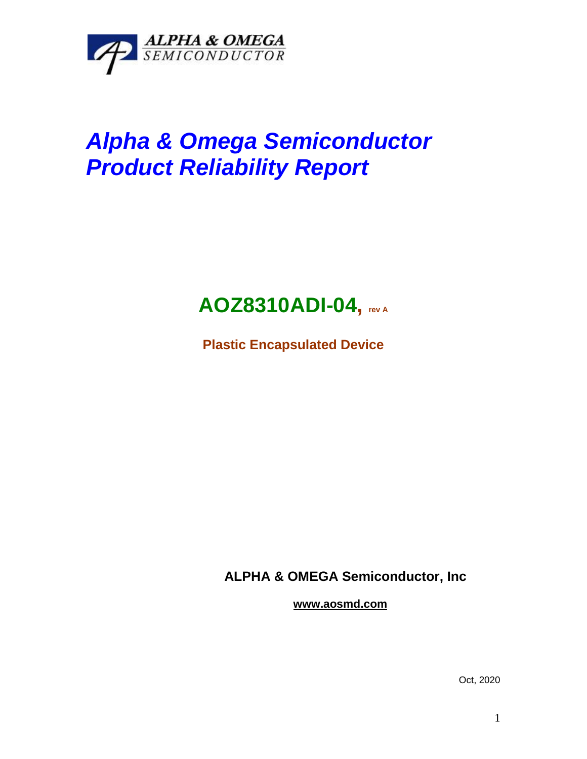ALPHA & OMEGA SEMICONDUCTOR

# *Alpha & Omega Semiconductor Product Reliability Report*

## AOZ8310ADI-04, rev A

**Plastic Encapsulated Device**

**ALPHA & OMEGA Semiconductor, Inc**

**www.aosmd.com**

Oct, 2020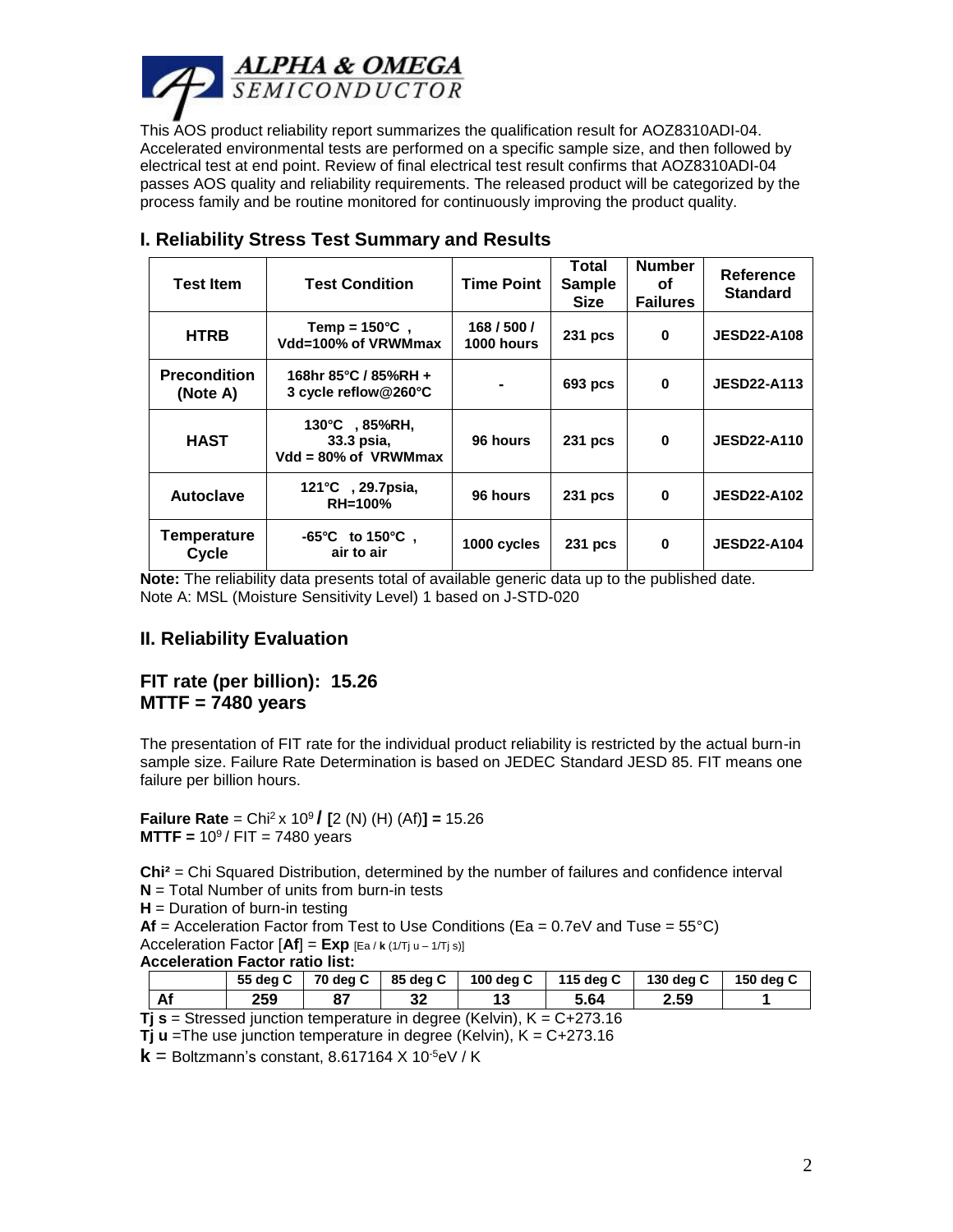This AOS product reliability report summarizes the qualification result for AOZ8310ADI-04. Accelerated environmental tests are performed on a specific sample size, and then followed by electrical test at end point. Review of final electrical test result confirms that AOZ8310ADI-04 passes AOS quality and reliability requirements. The released product will be categorized by the process family and be routine monitored for continuously improving the product quality.

## I. Reliability Stress Test Summary and Results

| Test Item | Test Condition | Time Point | Total Sample Size | Number of Failures | Reference Standard |
|---|---|---|---|---|---|
| HTRB | Temp = 150°C , Vdd=100% of VRWMmax | 168 / 500 / 1000 hours | 231 pcs | 0 | JESD22-A108 |
| Precondition (Note A) | 168hr 85°C / 85%RH + 3 cycle reflow@260°C | - | 693 pcs | 0 | JESD22-A113 |
| HAST | 130°C , 85%RH, 33.3 psia, Vdd = 80% of VRWMmax | 96 hours | 231 pcs | 0 | JESD22-A110 |
| Autoclave | 121°C , 29.7psia, RH=100% | 96 hours | 231 pcs | 0 | JESD22-A102 |
| Temperature Cycle | -65°C to 150°C , air to air | 1000 cycles | 231 pcs | 0 | JESD22-A104 |

**Note:** The reliability data presents total of available generic data up to the published date.
Note A: MSL (Moisture Sensitivity Level) 1 based on J-STD-020

## II. Reliability Evaluation

### FIT rate (per billion): 15.26
### MTTF = 7480 years

The presentation of FIT rate for the individual product reliability is restricted by the actual burn-in sample size. Failure Rate Determination is based on JEDEC Standard JESD 85. FIT means one failure per billion hours.

**Failure Rate** = $Chi^2 \times 10^9$ **/ [**2 (N) (H) (Af)**] =** 15.26
**MTTF =** $10^9$ / FIT = 7480 years

**Chi²** = Chi Squared Distribution, determined by the number of failures and confidence interval
**N** = Total Number of units from burn-in tests
**H** = Duration of burn-in testing
**Af** = Acceleration Factor from Test to Use Conditions (Ea = 0.7eV and Tuse = 55°C)
Acceleration Factor [**Af**] = **Exp** [Ea / **k** (1/Tj u – 1/Tj s)]

**Acceleration Factor ratio list:**

| | 55 deg C | 70 deg C | 85 deg C | 100 deg C | 115 deg C | 130 deg C | 150 deg C |
|---|---|---|---|---|---|---|---|
| Af | 259 | 87 | 32 | 13 | 5.64 | 2.59 | 1 |

**Tj s** = Stressed junction temperature in degree (Kelvin), K = C+273.16
**Tj u** =The use junction temperature in degree (Kelvin), K = C+273.16
**k** = Boltzmann's constant, 8.617164 X $10^{-5}$eV / K